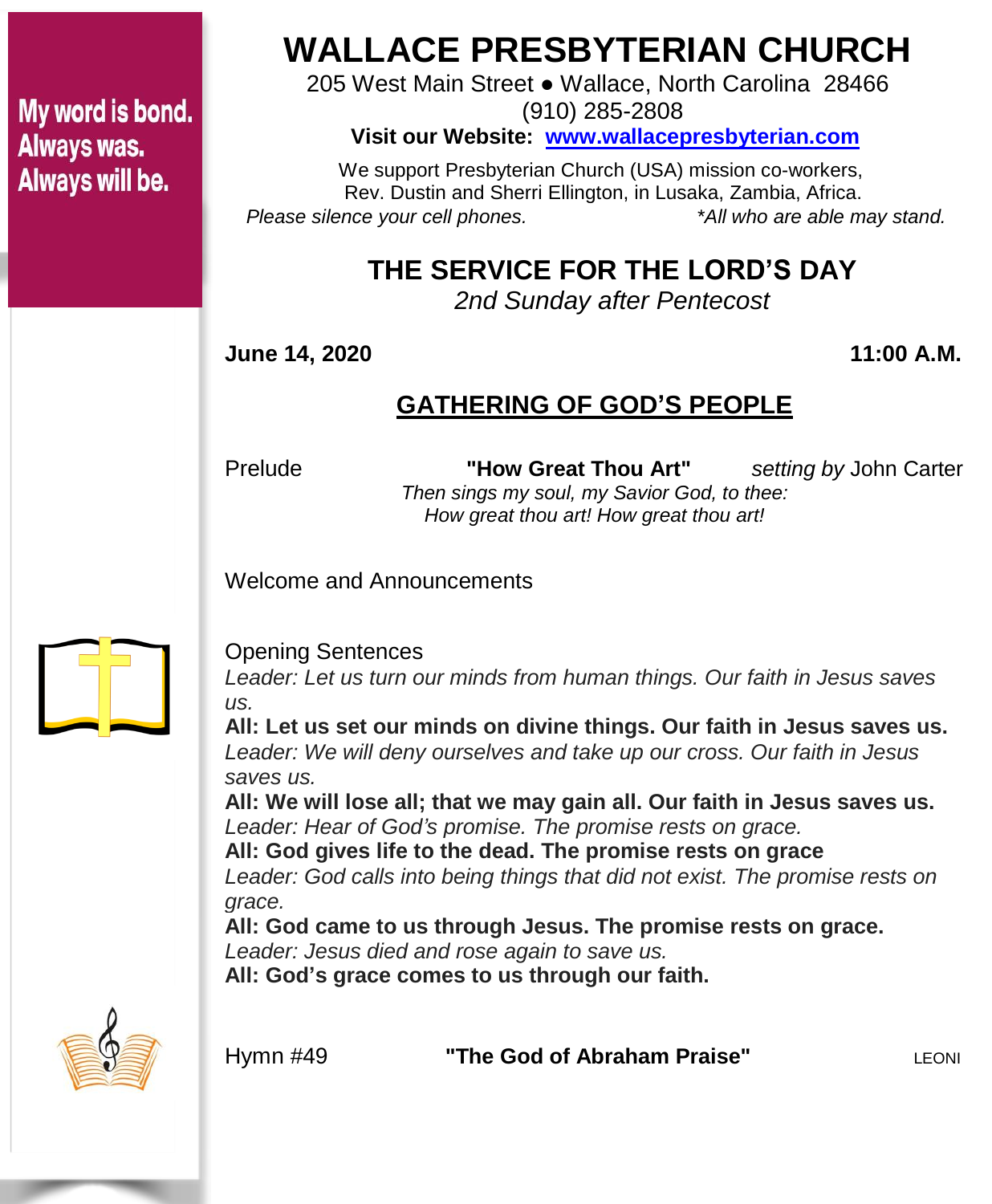My word is bond.
Always was.
Always will be.

# WALLACE PRESBYTERIAN CHURCH

205 West Main Street ● Wallace, North Carolina 28466
(910) 285-2808

**Visit our Website: [www.wallacepresbyterian.com](http://www.wallacepresbyterian.com)**

We support Presbyterian Church (USA) mission co-workers,
Rev. Dustin and Sherri Ellington, in Lusaka, Zambia, Africa.

*Please silence your cell phones.* *\*All who are able may stand.*

## THE SERVICE FOR THE LORD'S DAY

*2nd Sunday after Pentecost*

**June 14, 2020** **11:00 A.M.**

## GATHERING OF GOD'S PEOPLE

Prelude **"How Great Thou Art"** *setting by* John Carter

*Then sings my soul, my Savior God, to thee:*
*How great thou art! How great thou art!*

Welcome and Announcements

Opening Sentences

*Leader: Let us turn our minds from human things. Our faith in Jesus saves us.*

**All: Let us set our minds on divine things. Our faith in Jesus saves us.**

*Leader: We will deny ourselves and take up our cross. Our faith in Jesus saves us.*

**All: We will lose all; that we may gain all. Our faith in Jesus saves us.**

*Leader: Hear of God's promise. The promise rests on grace.*

**All: God gives life to the dead. The promise rests on grace**

*Leader: God calls into being things that did not exist. The promise rests on grace.*

**All: God came to us through Jesus. The promise rests on grace.**

*Leader: Jesus died and rose again to save us.*

**All: God's grace comes to us through our faith.**

Hymn #49 **"The God of Abraham Praise"** LEONI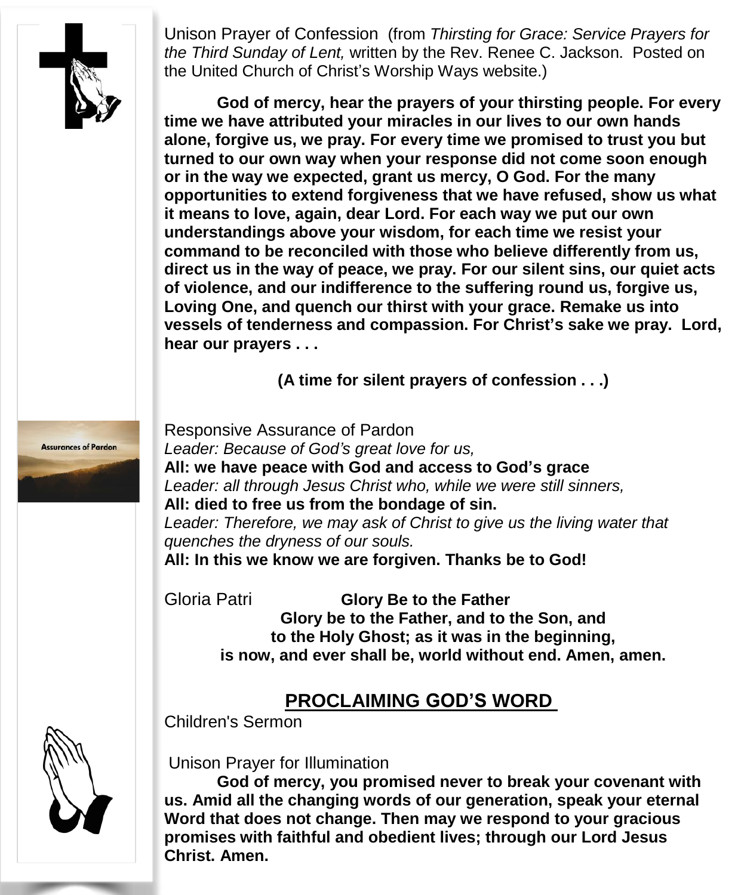Unison Prayer of Confession (from *Thirsting for Grace: Service Prayers for the Third Sunday of Lent,* written by the Rev. Renee C. Jackson. Posted on the United Church of Christ's Worship Ways website.)

**God of mercy, hear the prayers of your thirsting people. For every time we have attributed your miracles in our lives to our own hands alone, forgive us, we pray. For every time we promised to trust you but turned to our own way when your response did not come soon enough or in the way we expected, grant us mercy, O God. For the many opportunities to extend forgiveness that we have refused, show us what it means to love, again, dear Lord. For each way we put our own understandings above your wisdom, for each time we resist your command to be reconciled with those who believe differently from us, direct us in the way of peace, we pray. For our silent sins, our quiet acts of violence, and our indifference to the suffering round us, forgive us, Loving One, and quench our thirst with your grace. Remake us into vessels of tenderness and compassion. For Christ's sake we pray. Lord, hear our prayers . . .**

**(A time for silent prayers of confession . . .)**

Assurances of Pardon

Responsive Assurance of Pardon

*Leader: Because of God's great love for us,*

**All: we have peace with God and access to God's grace**

*Leader: all through Jesus Christ who, while we were still sinners,*

**All: died to free us from the bondage of sin.**

*Leader: Therefore, we may ask of Christ to give us the living water that quenches the dryness of our souls.*

**All: In this we know we are forgiven. Thanks be to God!**

Gloria Patri **Glory Be to the Father**

**Glory be to the Father, and to the Son, and**
**to the Holy Ghost; as it was in the beginning,**
**is now, and ever shall be, world without end. Amen, amen.**

## PROCLAIMING GOD'S WORD

Children's Sermon

Unison Prayer for Illumination

**God of mercy, you promised never to break your covenant with us. Amid all the changing words of our generation, speak your eternal Word that does not change. Then may we respond to your gracious promises with faithful and obedient lives; through our Lord Jesus Christ. Amen.**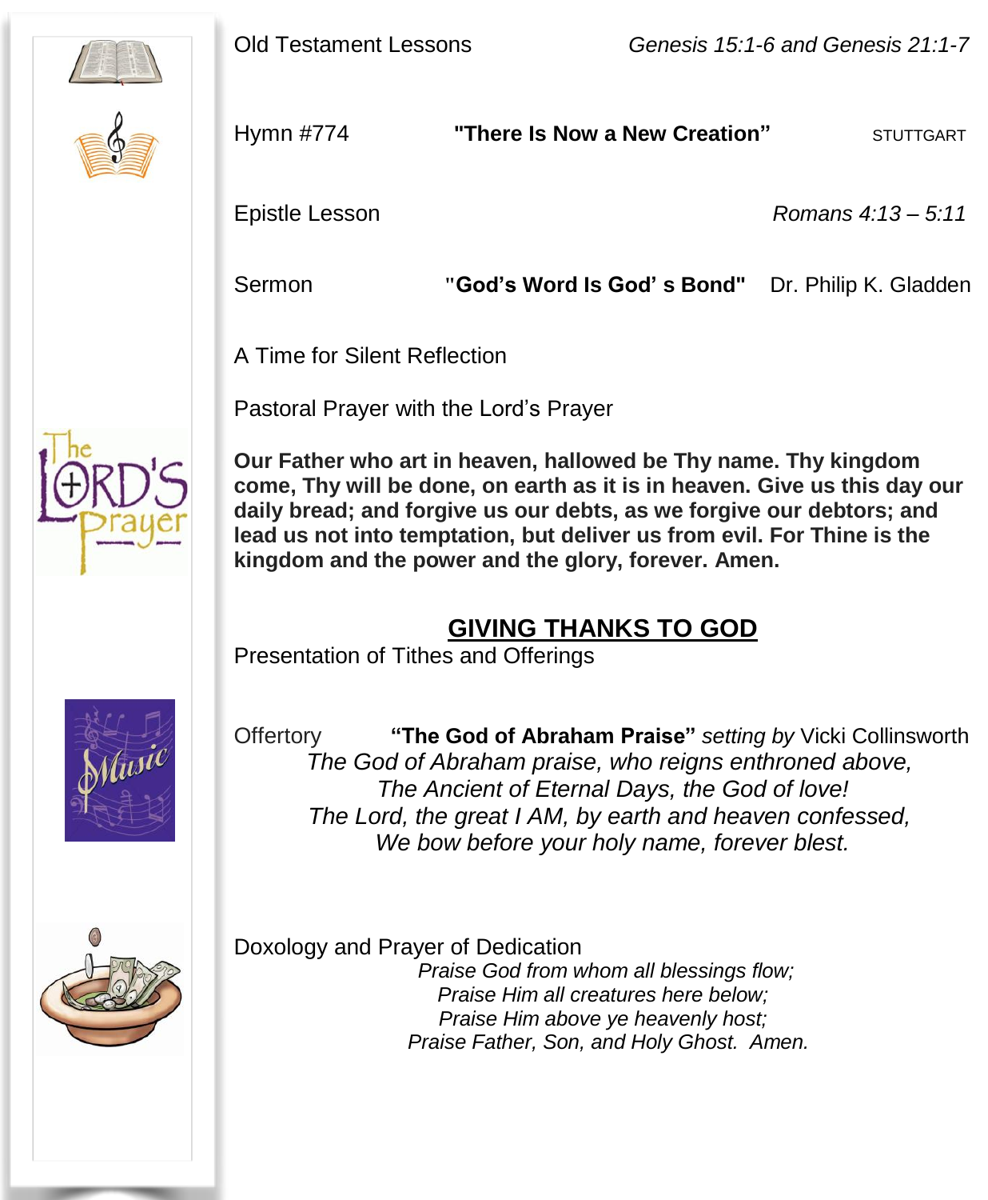Old Testament Lessons *Genesis 15:1-6 and Genesis 21:1-7*

Hymn #774 **"There Is Now a New Creation"** STUTTGART

Epistle Lesson *Romans 4:13 – 5:11*

Sermon **"God's Word Is God' s Bond"** Dr. Philip K. Gladden

A Time for Silent Reflection

Pastoral Prayer with the Lord's Prayer

**Our Father who art in heaven, hallowed be Thy name. Thy kingdom come, Thy will be done, on earth as it is in heaven. Give us this day our daily bread; and forgive us our debts, as we forgive our debtors; and lead us not into temptation, but deliver us from evil. For Thine is the kingdom and the power and the glory, forever. Amen.**

## GIVING THANKS TO GOD

Presentation of Tithes and Offerings

Offertory **"The God of Abraham Praise"** *setting by* Vicki Collinsworth

*The God of Abraham praise, who reigns enthroned above,*
*The Ancient of Eternal Days, the God of love!*
*The Lord, the great I AM, by earth and heaven confessed,*
*We bow before your holy name, forever blest.*

Doxology and Prayer of Dedication

*Praise God from whom all blessings flow;*
*Praise Him all creatures here below;*
*Praise Him above ye heavenly host;*
*Praise Father, Son, and Holy Ghost. Amen.*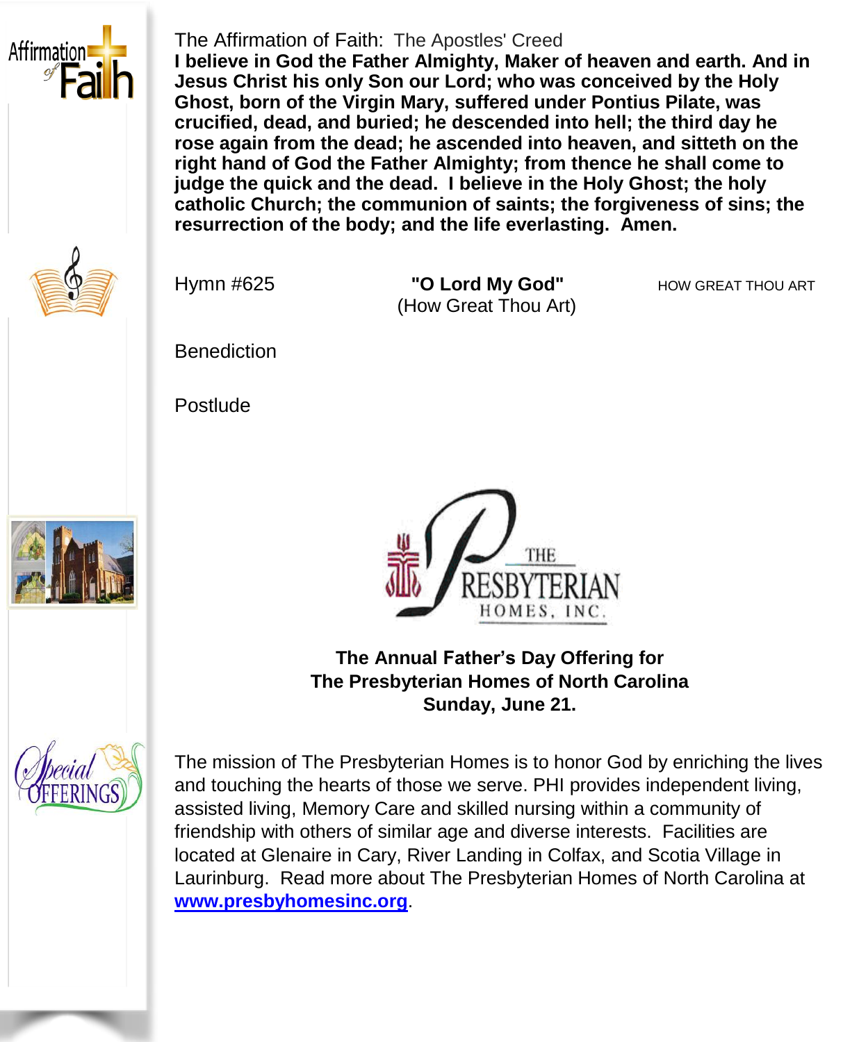The Affirmation of Faith: The Apostles' Creed

**I believe in God the Father Almighty, Maker of heaven and earth. And in Jesus Christ his only Son our Lord; who was conceived by the Holy Ghost, born of the Virgin Mary, suffered under Pontius Pilate, was crucified, dead, and buried; he descended into hell; the third day he rose again from the dead; he ascended into heaven, and sitteth on the right hand of God the Father Almighty; from thence he shall come to judge the quick and the dead. I believe in the Holy Ghost; the holy catholic Church; the communion of saints; the forgiveness of sins; the resurrection of the body; and the life everlasting. Amen.**

Hymn #625 **"O Lord My God"** (How Great Thou Art) HOW GREAT THOU ART

Benediction

Postlude

**The Annual Father's Day Offering for**
**The Presbyterian Homes of North Carolina**
**Sunday, June 21.**

The mission of The Presbyterian Homes is to honor God by enriching the lives and touching the hearts of those we serve. PHI provides independent living, assisted living, Memory Care and skilled nursing within a community of friendship with others of similar age and diverse interests. Facilities are located at Glenaire in Cary, River Landing in Colfax, and Scotia Village in Laurinburg. Read more about The Presbyterian Homes of North Carolina at **www.presbyhomesinc.org**.